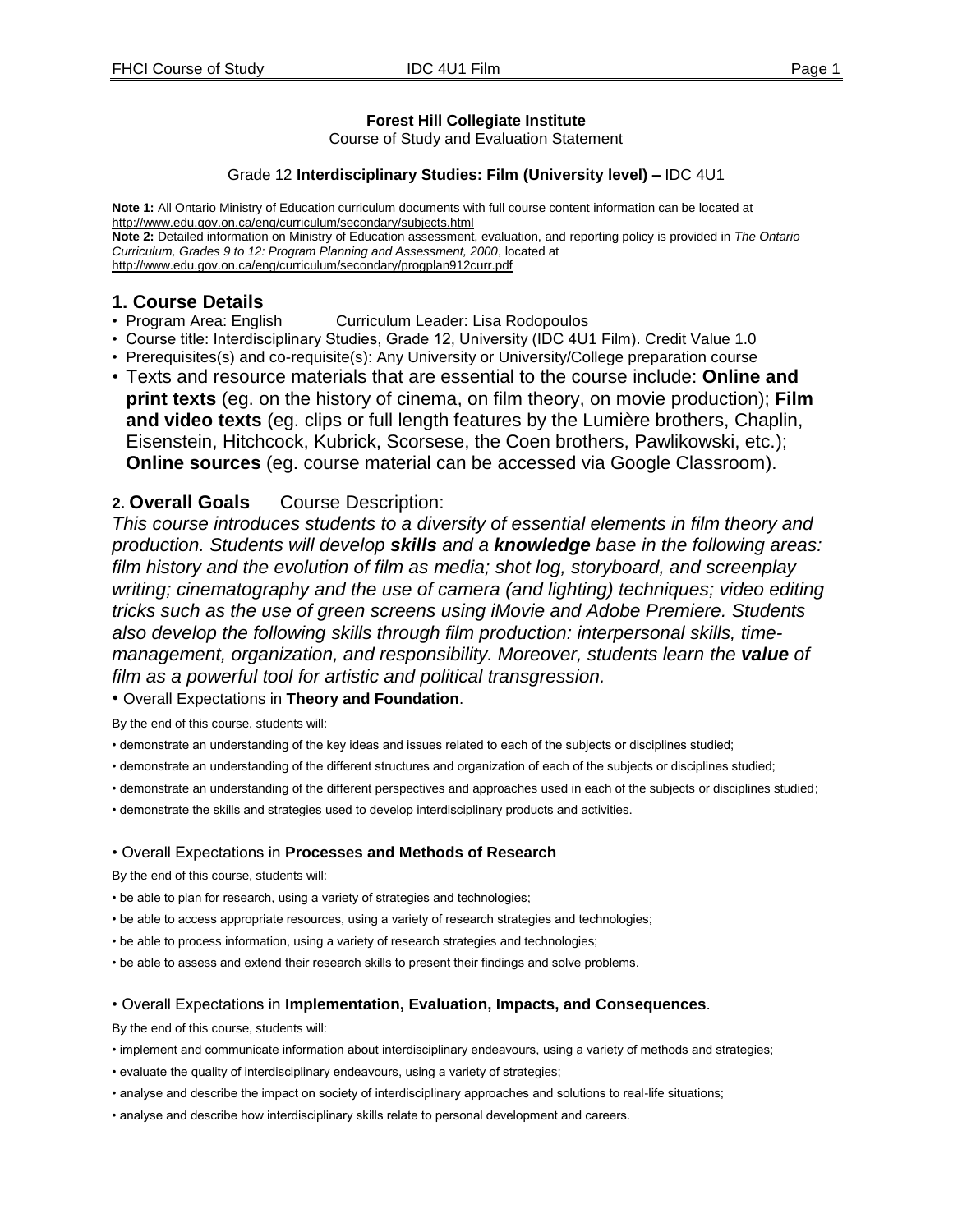**Forest Hill Collegiate Institute**
Course of Study and Evaluation Statement

Grade 12 **Interdisciplinary Studies: Film (University level) –** IDC 4U1

**Note 1:** All Ontario Ministry of Education curriculum documents with full course content information can be located at http://www.edu.gov.on.ca/eng/curriculum/secondary/subjects.html
**Note 2:** Detailed information on Ministry of Education assessment, evaluation, and reporting policy is provided in *The Ontario Curriculum, Grades 9 to 12: Program Planning and Assessment, 2000*, located at http://www.edu.gov.on.ca/eng/curriculum/secondary/progplan912curr.pdf

## 1. Course Details

- Program Area: English Curriculum Leader: Lisa Rodopoulos
- Course title: Interdisciplinary Studies, Grade 12, University (IDC 4U1 Film). Credit Value 1.0
- Prerequisites(s) and co-requisite(s): Any University or University/College preparation course
- Texts and resource materials that are essential to the course include: **Online and print texts** (eg. on the history of cinema, on film theory, on movie production); **Film and video texts** (eg. clips or full length features by the Lumière brothers, Chaplin, Eisenstein, Hitchcock, Kubrick, Scorsese, the Coen brothers, Pawlikowski, etc.); **Online sources** (eg. course material can be accessed via Google Classroom).

## 2. Overall Goals Course Description:

*This course introduces students to a diversity of essential elements in film theory and production. Students will develop **skills** and a **knowledge** base in the following areas: film history and the evolution of film as media; shot log, storyboard, and screenplay writing; cinematography and the use of camera (and lighting) techniques; video editing tricks such as the use of green screens using iMovie and Adobe Premiere. Students also develop the following skills through film production: interpersonal skills, time-management, organization, and responsibility. Moreover, students learn the **value** of film as a powerful tool for artistic and political transgression.*

- Overall Expectations in **Theory and Foundation**.

By the end of this course, students will:

- demonstrate an understanding of the key ideas and issues related to each of the subjects or disciplines studied;
- demonstrate an understanding of the different structures and organization of each of the subjects or disciplines studied;
- demonstrate an understanding of the different perspectives and approaches used in each of the subjects or disciplines studied;
- demonstrate the skills and strategies used to develop interdisciplinary products and activities.

- Overall Expectations in **Processes and Methods of Research**

By the end of this course, students will:

- be able to plan for research, using a variety of strategies and technologies;
- be able to access appropriate resources, using a variety of research strategies and technologies;
- be able to process information, using a variety of research strategies and technologies;
- be able to assess and extend their research skills to present their findings and solve problems.

- Overall Expectations in **Implementation, Evaluation, Impacts, and Consequences**.

By the end of this course, students will:

- implement and communicate information about interdisciplinary endeavours, using a variety of methods and strategies;
- evaluate the quality of interdisciplinary endeavours, using a variety of strategies;
- analyse and describe the impact on society of interdisciplinary approaches and solutions to real-life situations;
- analyse and describe how interdisciplinary skills relate to personal development and careers.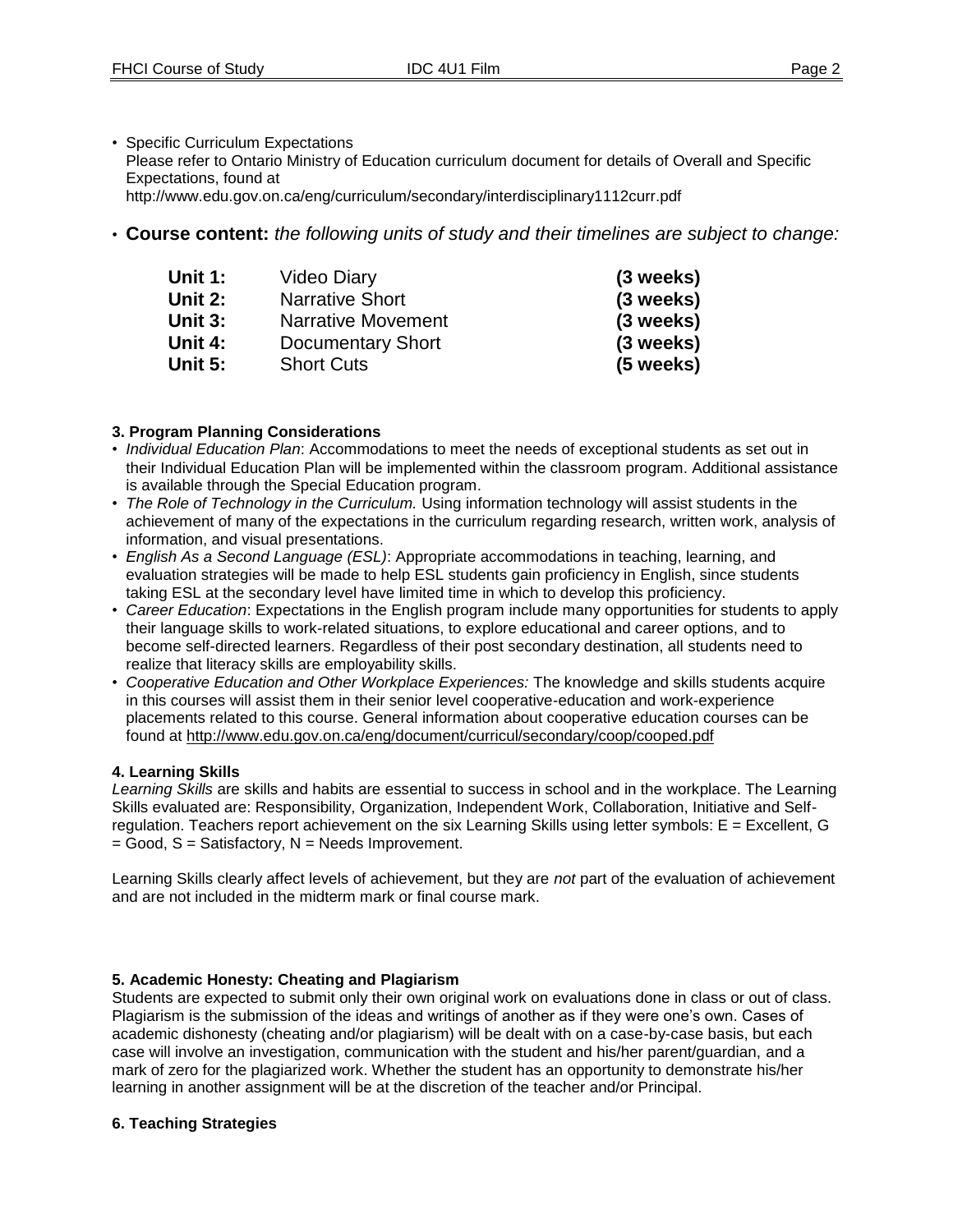- Specific Curriculum Expectations
  Please refer to Ontario Ministry of Education curriculum document for details of Overall and Specific Expectations, found at
  http://www.edu.gov.on.ca/eng/curriculum/secondary/interdisciplinary1112curr.pdf

- **Course content:** *the following units of study and their timelines are subject to change:*

| | | |
|---|---|---|
| **Unit 1:** | Video Diary | **(3 weeks)** |
| **Unit 2:** | Narrative Short | **(3 weeks)** |
| **Unit 3:** | Narrative Movement | **(3 weeks)** |
| **Unit 4:** | Documentary Short | **(3 weeks)** |
| **Unit 5:** | Short Cuts | **(5 weeks)** |

### 3. Program Planning Considerations

- *Individual Education Plan*: Accommodations to meet the needs of exceptional students as set out in their Individual Education Plan will be implemented within the classroom program. Additional assistance is available through the Special Education program.
- *The Role of Technology in the Curriculum.* Using information technology will assist students in the achievement of many of the expectations in the curriculum regarding research, written work, analysis of information, and visual presentations.
- *English As a Second Language (ESL)*: Appropriate accommodations in teaching, learning, and evaluation strategies will be made to help ESL students gain proficiency in English, since students taking ESL at the secondary level have limited time in which to develop this proficiency.
- *Career Education*: Expectations in the English program include many opportunities for students to apply their language skills to work-related situations, to explore educational and career options, and to become self-directed learners. Regardless of their post secondary destination, all students need to realize that literacy skills are employability skills.
- *Cooperative Education and Other Workplace Experiences:* The knowledge and skills students acquire in this courses will assist them in their senior level cooperative-education and work-experience placements related to this course. General information about cooperative education courses can be found at http://www.edu.gov.on.ca/eng/document/curricul/secondary/coop/cooped.pdf

### 4. Learning Skills

*Learning Skills* are skills and habits are essential to success in school and in the workplace. The Learning Skills evaluated are: Responsibility, Organization, Independent Work, Collaboration, Initiative and Self-regulation. Teachers report achievement on the six Learning Skills using letter symbols: E = Excellent, G = Good, S = Satisfactory, N = Needs Improvement.

Learning Skills clearly affect levels of achievement, but they are *not* part of the evaluation of achievement and are not included in the midterm mark or final course mark.

### 5. Academic Honesty: Cheating and Plagiarism

Students are expected to submit only their own original work on evaluations done in class or out of class. Plagiarism is the submission of the ideas and writings of another as if they were one's own. Cases of academic dishonesty (cheating and/or plagiarism) will be dealt with on a case-by-case basis, but each case will involve an investigation, communication with the student and his/her parent/guardian, and a mark of zero for the plagiarized work. Whether the student has an opportunity to demonstrate his/her learning in another assignment will be at the discretion of the teacher and/or Principal.

### 6. Teaching Strategies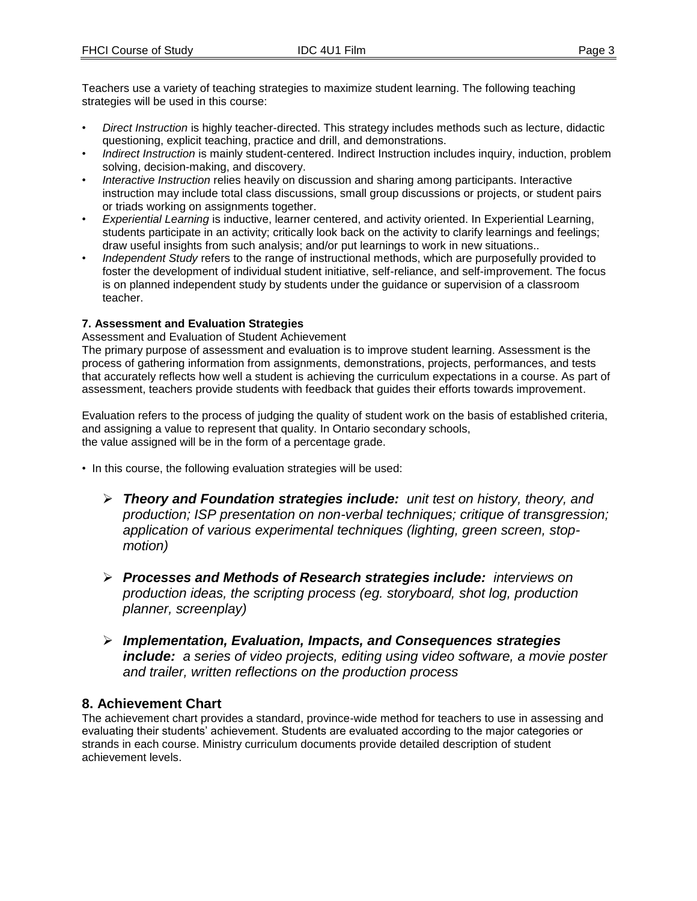Teachers use a variety of teaching strategies to maximize student learning. The following teaching strategies will be used in this course:

- *Direct Instruction* is highly teacher-directed. This strategy includes methods such as lecture, didactic questioning, explicit teaching, practice and drill, and demonstrations.
- *Indirect Instruction* is mainly student-centered. Indirect Instruction includes inquiry, induction, problem solving, decision-making, and discovery.
- *Interactive Instruction* relies heavily on discussion and sharing among participants. Interactive instruction may include total class discussions, small group discussions or projects, or student pairs or triads working on assignments together.
- *Experiential Learning* is inductive, learner centered, and activity oriented. In Experiential Learning, students participate in an activity; critically look back on the activity to clarify learnings and feelings; draw useful insights from such analysis; and/or put learnings to work in new situations..
- *Independent Study* refers to the range of instructional methods, which are purposefully provided to foster the development of individual student initiative, self-reliance, and self-improvement. The focus is on planned independent study by students under the guidance or supervision of a classroom teacher.

**7. Assessment and Evaluation Strategies**

Assessment and Evaluation of Student Achievement

The primary purpose of assessment and evaluation is to improve student learning. Assessment is the process of gathering information from assignments, demonstrations, projects, performances, and tests that accurately reflects how well a student is achieving the curriculum expectations in a course. As part of assessment, teachers provide students with feedback that guides their efforts towards improvement.

Evaluation refers to the process of judging the quality of student work on the basis of established criteria, and assigning a value to represent that quality. In Ontario secondary schools, the value assigned will be in the form of a percentage grade.

- In this course, the following evaluation strategies will be used:

  - ***Theory and Foundation strategies include:*** *unit test on history, theory, and production; ISP presentation on non-verbal techniques; critique of transgression; application of various experimental techniques (lighting, green screen, stop-motion)*
  - ***Processes and Methods of Research strategies include:*** *interviews on production ideas, the scripting process (eg. storyboard, shot log, production planner, screenplay)*
  - ***Implementation, Evaluation, Impacts, and Consequences strategies include:*** *a series of video projects, editing using video software, a movie poster and trailer, written reflections on the production process*

## 8. Achievement Chart

The achievement chart provides a standard, province-wide method for teachers to use in assessing and evaluating their students' achievement. Students are evaluated according to the major categories or strands in each course. Ministry curriculum documents provide detailed description of student achievement levels.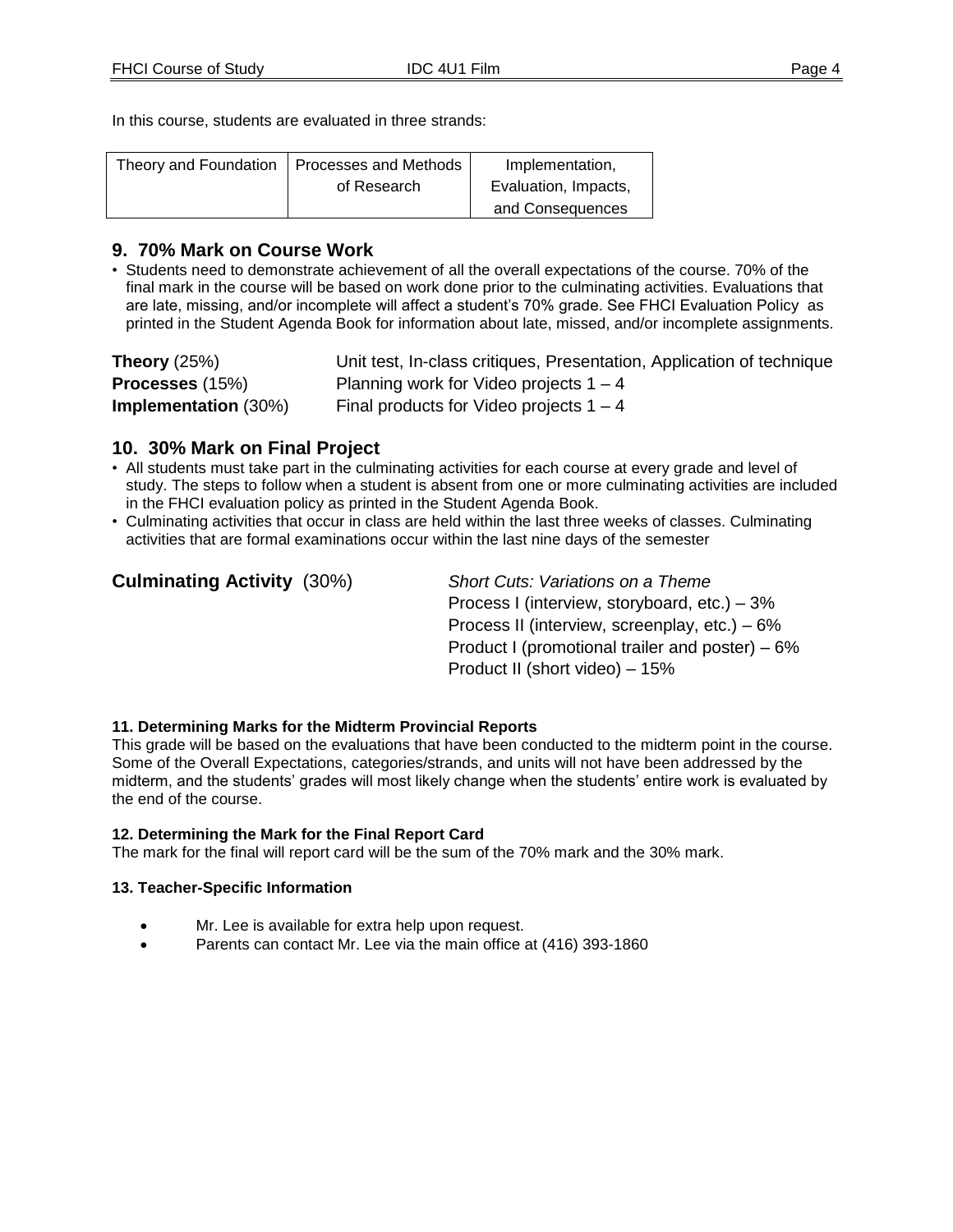In this course, students are evaluated in three strands:

| Theory and Foundation | Processes and Methods of Research | Implementation, Evaluation, Impacts, and Consequences |
|---|---|---|

## 9. 70% Mark on Course Work

- Students need to demonstrate achievement of all the overall expectations of the course. 70% of the final mark in the course will be based on work done prior to the culminating activities. Evaluations that are late, missing, and/or incomplete will affect a student's 70% grade. See FHCI Evaluation Policy as printed in the Student Agenda Book for information about late, missed, and/or incomplete assignments.

**Theory** (25%) — Unit test, In-class critiques, Presentation, Application of technique
**Processes** (15%) — Planning work for Video projects 1 – 4
**Implementation** (30%) — Final products for Video projects 1 – 4

## 10. 30% Mark on Final Project

- All students must take part in the culminating activities for each course at every grade and level of study. The steps to follow when a student is absent from one or more culminating activities are included in the FHCI evaluation policy as printed in the Student Agenda Book.
- Culminating activities that occur in class are held within the last three weeks of classes. Culminating activities that are formal examinations occur within the last nine days of the semester

**Culminating Activity** (30%)

*Short Cuts: Variations on a Theme*
Process I (interview, storyboard, etc.) – 3%
Process II (interview, screenplay, etc.) – 6%
Product I (promotional trailer and poster) – 6%
Product II (short video) – 15%

#### 11. Determining Marks for the Midterm Provincial Reports

This grade will be based on the evaluations that have been conducted to the midterm point in the course. Some of the Overall Expectations, categories/strands, and units will not have been addressed by the midterm, and the students' grades will most likely change when the students' entire work is evaluated by the end of the course.

#### 12. Determining the Mark for the Final Report Card

The mark for the final will report card will be the sum of the 70% mark and the 30% mark.

#### 13. Teacher-Specific Information

- Mr. Lee is available for extra help upon request.
- Parents can contact Mr. Lee via the main office at (416) 393-1860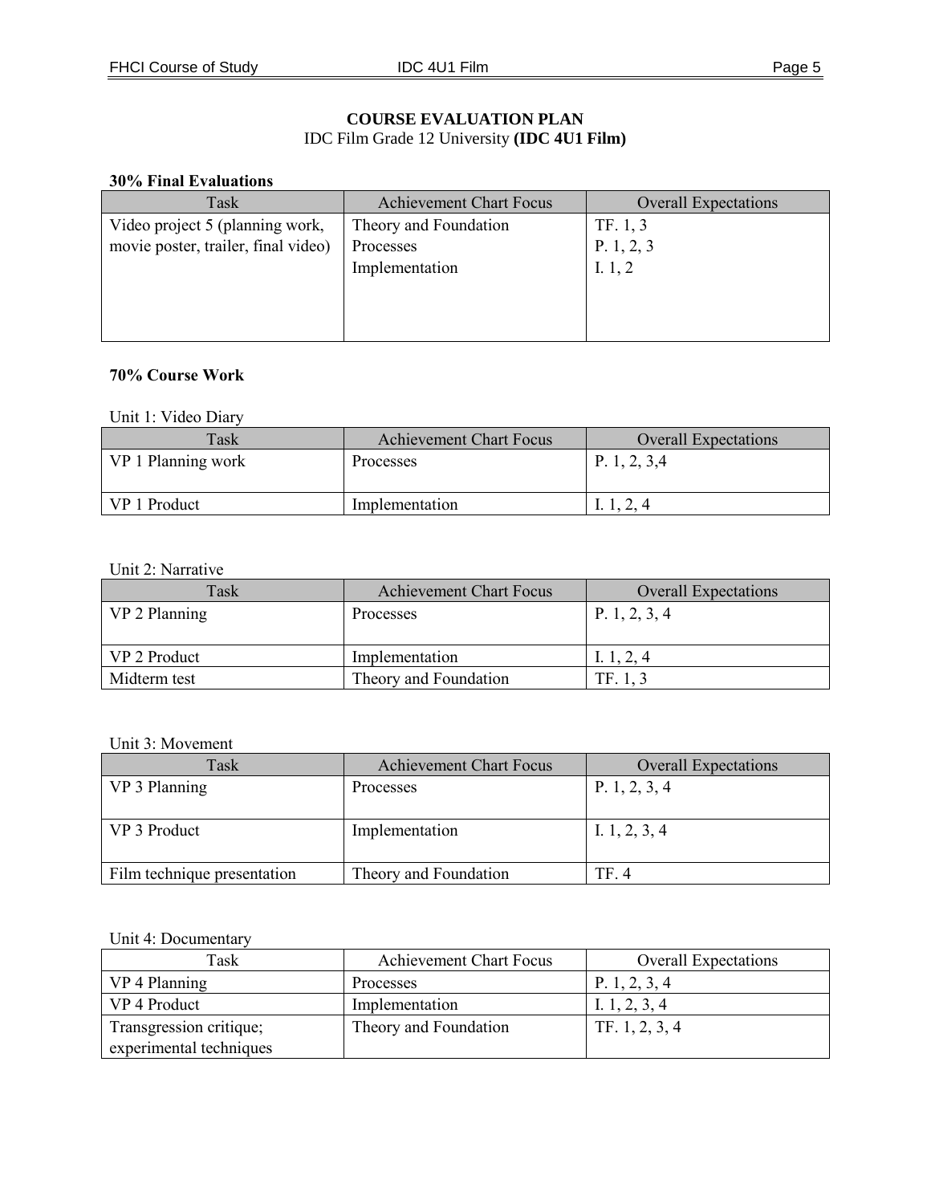**COURSE EVALUATION PLAN**
IDC Film Grade 12 University **(IDC 4U1 Film)**

**30% Final Evaluations**

| Task | Achievement Chart Focus | Overall Expectations |
|---|---|---|
| Video project 5 (planning work, movie poster, trailer, final video) | Theory and Foundation<br>Processes<br>Implementation | TF. 1, 3<br>P. 1, 2, 3<br>I. 1, 2 |

**70% Course Work**

Unit 1: Video Diary

| Task | Achievement Chart Focus | Overall Expectations |
|---|---|---|
| VP 1 Planning work | Processes | P. 1, 2, 3,4 |
| VP 1 Product | Implementation | I. 1, 2, 4 |

Unit 2: Narrative

| Task | Achievement Chart Focus | Overall Expectations |
|---|---|---|
| VP 2 Planning | Processes | P. 1, 2, 3, 4 |
| VP 2 Product | Implementation | I. 1, 2, 4 |
| Midterm test | Theory and Foundation | TF. 1, 3 |

Unit 3: Movement

| Task | Achievement Chart Focus | Overall Expectations |
|---|---|---|
| VP 3 Planning | Processes | P. 1, 2, 3, 4 |
| VP 3 Product | Implementation | I. 1, 2, 3, 4 |
| Film technique presentation | Theory and Foundation | TF. 4 |

Unit 4: Documentary

| Task | Achievement Chart Focus | Overall Expectations |
|---|---|---|
| VP 4 Planning | Processes | P. 1, 2, 3, 4 |
| VP 4 Product | Implementation | I. 1, 2, 3, 4 |
| Transgression critique; experimental techniques | Theory and Foundation | TF. 1, 2, 3, 4 |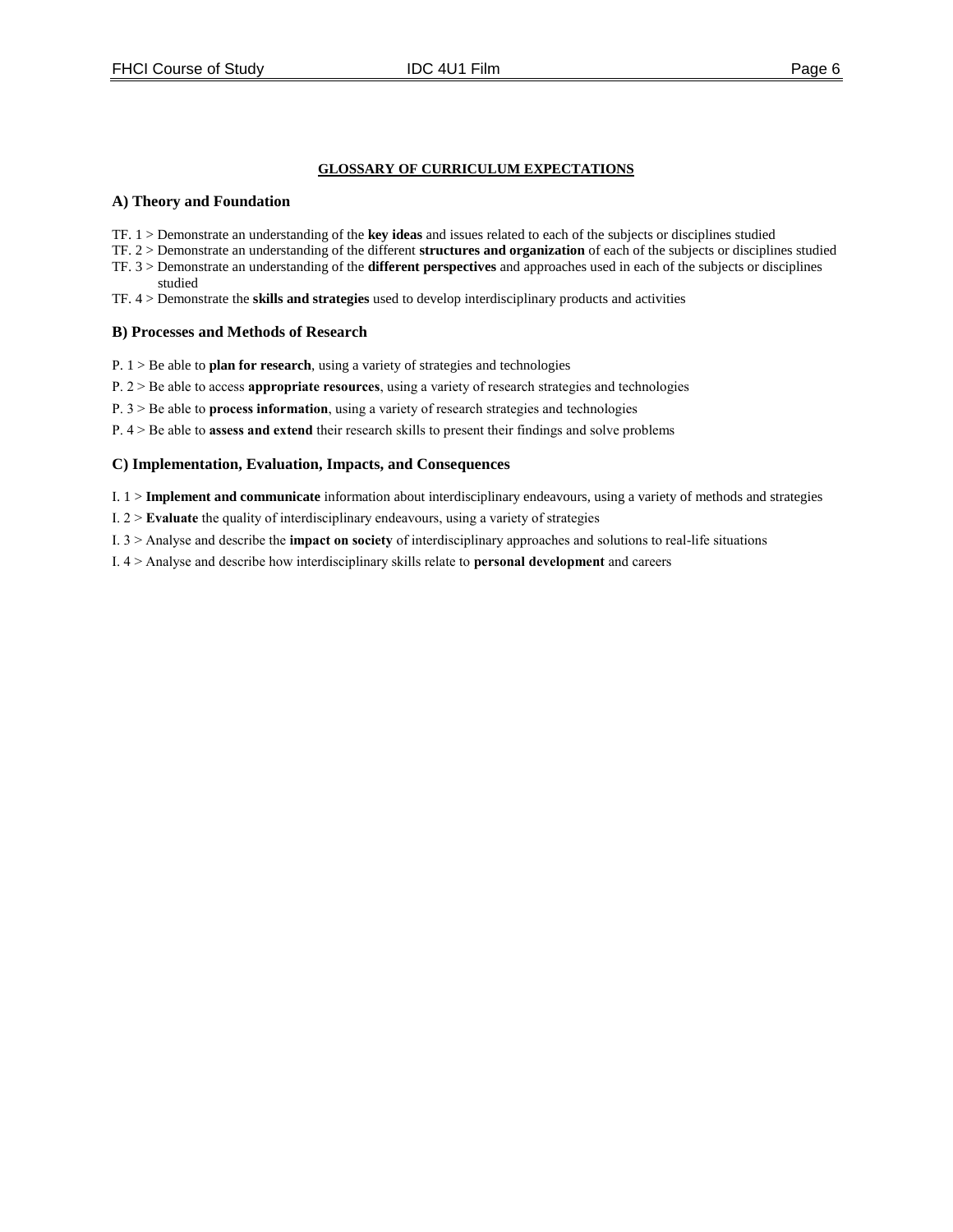## GLOSSARY OF CURRICULUM EXPECTATIONS

### A) Theory and Foundation

TF. 1 > Demonstrate an understanding of the **key ideas** and issues related to each of the subjects or disciplines studied

TF. 2 > Demonstrate an understanding of the different **structures and organization** of each of the subjects or disciplines studied

TF. 3 > Demonstrate an understanding of the **different perspectives** and approaches used in each of the subjects or disciplines studied

TF. 4 > Demonstrate the **skills and strategies** used to develop interdisciplinary products and activities

### B) Processes and Methods of Research

P. 1 > Be able to **plan for research**, using a variety of strategies and technologies

P. 2 > Be able to access **appropriate resources**, using a variety of research strategies and technologies

P. 3 > Be able to **process information**, using a variety of research strategies and technologies

P. 4 > Be able to **assess and extend** their research skills to present their findings and solve problems

### C) Implementation, Evaluation, Impacts, and Consequences

I. 1 > **Implement and communicate** information about interdisciplinary endeavours, using a variety of methods and strategies

I. 2 > **Evaluate** the quality of interdisciplinary endeavours, using a variety of strategies

I. 3 > Analyse and describe the **impact on society** of interdisciplinary approaches and solutions to real-life situations

I. 4 > Analyse and describe how interdisciplinary skills relate to **personal development** and careers